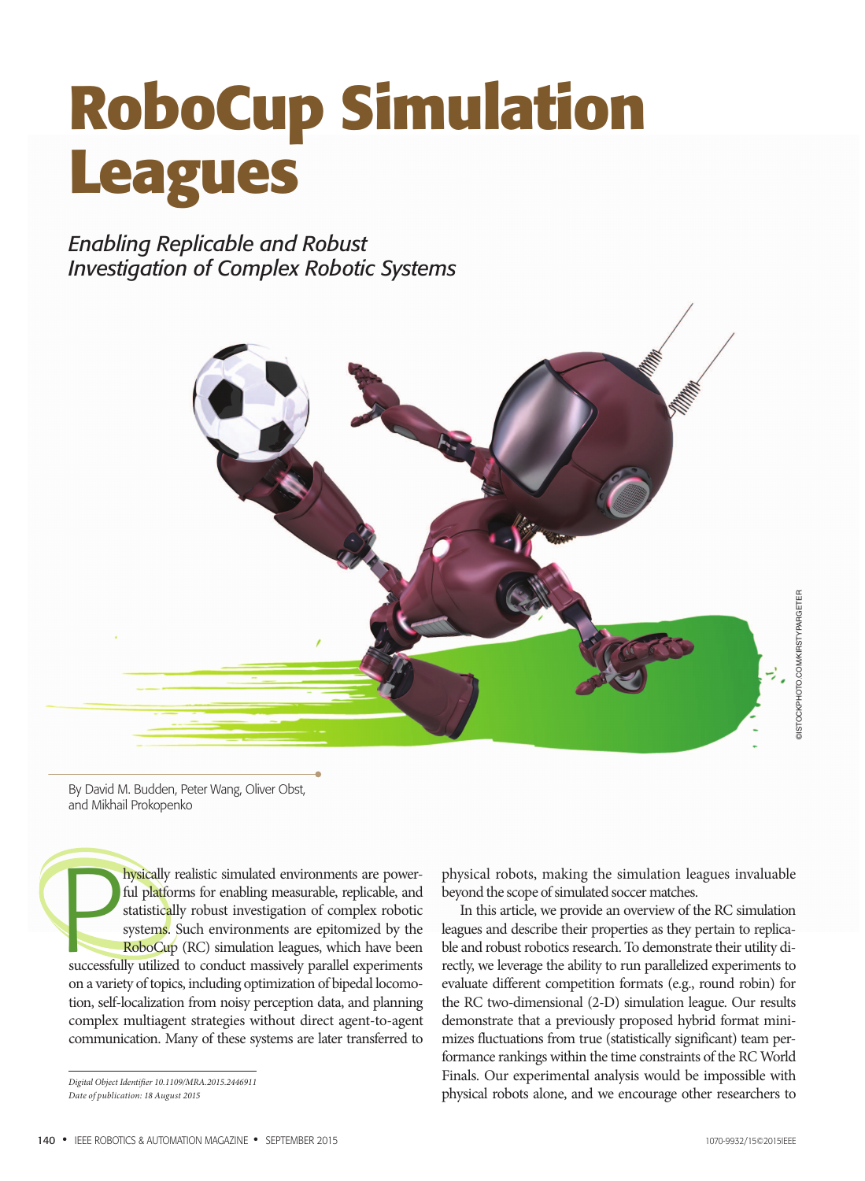# RoboCup Simulation Leagues

*Enabling Replicable and Robust Investigation of Complex Robotic Systems*

©ISTOCKPHOTO.COM/KIRSTYPARGETER

By David M. Budden, Peter Wang, Oliver Obst, and Mikhail Prokopenko

Physically realistic simulated environments are powerful platforms for enabling measurable, replicable, and statistically robust investigation of complex robotic systems. Such environments are epitomized by the RoboCup (RC) simulation leagues, which have been successfully utilized to conduct massively parallel experiments on a variety of topics, including optimization of bipedal locomotion, self-localization from noisy perception data, and planning complex multiagent strategies without direct agent-to-agent communication. Many of these systems are later transferred to physical robots, making the simulation leagues invaluable beyond the scope of simulated soccer matches.

In this article, we provide an overview of the RC simulation leagues and describe their properties as they pertain to replicable and robust robotics research. To demonstrate their utility directly, we leverage the ability to run parallelized experiments to evaluate different competition formats (e.g., round robin) for the RC two-dimensional (2-D) simulation league. Our results demonstrate that a previously proposed hybrid format minimizes fluctuations from true (statistically significant) team performance rankings within the time constraints of the RC World Finals. Our experimental analysis would be impossible with physical robots alone, and we encourage other researchers to

*Digital Object Identifier 10.1109/MRA.2015.2446911*
*Date of publication: 18 August 2015*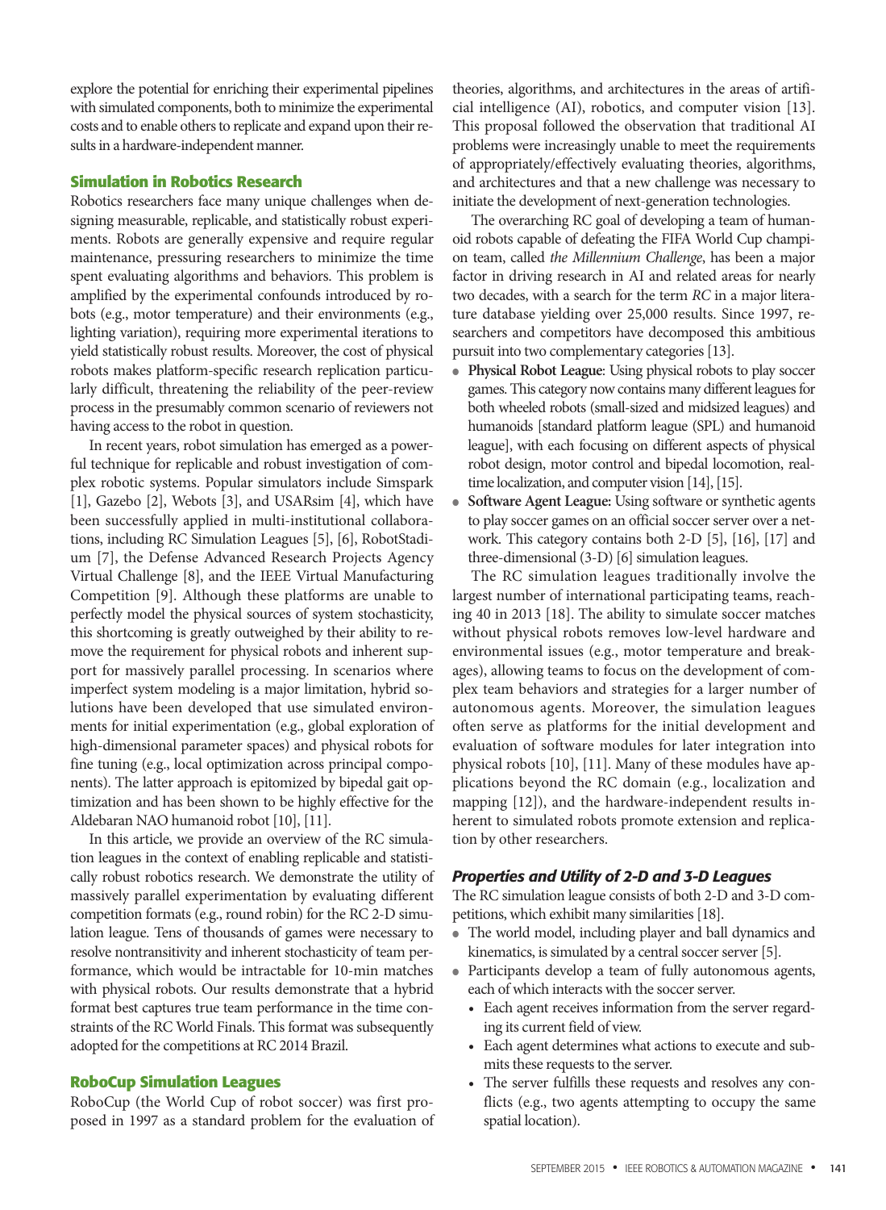explore the potential for enriching their experimental pipelines with simulated components, both to minimize the experimental costs and to enable others to replicate and expand upon their results in a hardware-independent manner.

## Simulation in Robotics Research

Robotics researchers face many unique challenges when designing measurable, replicable, and statistically robust experiments. Robots are generally expensive and require regular maintenance, pressuring researchers to minimize the time spent evaluating algorithms and behaviors. This problem is amplified by the experimental confounds introduced by robots (e.g., motor temperature) and their environments (e.g., lighting variation), requiring more experimental iterations to yield statistically robust results. Moreover, the cost of physical robots makes platform-specific research replication particularly difficult, threatening the reliability of the peer-review process in the presumably common scenario of reviewers not having access to the robot in question.

In recent years, robot simulation has emerged as a powerful technique for replicable and robust investigation of complex robotic systems. Popular simulators include Simspark [1], Gazebo [2], Webots [3], and USARsim [4], which have been successfully applied in multi-institutional collaborations, including RC Simulation Leagues [5], [6], RobotStadium [7], the Defense Advanced Research Projects Agency Virtual Challenge [8], and the IEEE Virtual Manufacturing Competition [9]. Although these platforms are unable to perfectly model the physical sources of system stochasticity, this shortcoming is greatly outweighed by their ability to remove the requirement for physical robots and inherent support for massively parallel processing. In scenarios where imperfect system modeling is a major limitation, hybrid solutions have been developed that use simulated environments for initial experimentation (e.g., global exploration of high-dimensional parameter spaces) and physical robots for fine tuning (e.g., local optimization across principal components). The latter approach is epitomized by bipedal gait optimization and has been shown to be highly effective for the Aldebaran NAO humanoid robot [10], [11].

In this article, we provide an overview of the RC simulation leagues in the context of enabling replicable and statistically robust robotics research. We demonstrate the utility of massively parallel experimentation by evaluating different competition formats (e.g., round robin) for the RC 2-D simulation league. Tens of thousands of games were necessary to resolve nontransitivity and inherent stochasticity of team performance, which would be intractable for 10-min matches with physical robots. Our results demonstrate that a hybrid format best captures true team performance in the time constraints of the RC World Finals. This format was subsequently adopted for the competitions at RC 2014 Brazil.

## RoboCup Simulation Leagues

RoboCup (the World Cup of robot soccer) was first proposed in 1997 as a standard problem for the evaluation of theories, algorithms, and architectures in the areas of artificial intelligence (AI), robotics, and computer vision [13]. This proposal followed the observation that traditional AI problems were increasingly unable to meet the requirements of appropriately/effectively evaluating theories, algorithms, and architectures and that a new challenge was necessary to initiate the development of next-generation technologies.

The overarching RC goal of developing a team of humanoid robots capable of defeating the FIFA World Cup champion team, called *the Millennium Challenge*, has been a major factor in driving research in AI and related areas for nearly two decades, with a search for the term *RC* in a major literature database yielding over 25,000 results. Since 1997, researchers and competitors have decomposed this ambitious pursuit into two complementary categories [13].

- **Physical Robot League**: Using physical robots to play soccer games. This category now contains many different leagues for both wheeled robots (small-sized and midsized leagues) and humanoids [standard platform league (SPL) and humanoid league], with each focusing on different aspects of physical robot design, motor control and bipedal locomotion, real-time localization, and computer vision [14], [15].
- **Software Agent League:** Using software or synthetic agents to play soccer games on an official soccer server over a network. This category contains both 2-D [5], [16], [17] and three-dimensional (3-D) [6] simulation leagues.

The RC simulation leagues traditionally involve the largest number of international participating teams, reaching 40 in 2013 [18]. The ability to simulate soccer matches without physical robots removes low-level hardware and environmental issues (e.g., motor temperature and breakages), allowing teams to focus on the development of complex team behaviors and strategies for a larger number of autonomous agents. Moreover, the simulation leagues often serve as platforms for the initial development and evaluation of software modules for later integration into physical robots [10], [11]. Many of these modules have applications beyond the RC domain (e.g., localization and mapping [12]), and the hardware-independent results inherent to simulated robots promote extension and replication by other researchers.

### *Properties and Utility of 2-D and 3-D Leagues*

The RC simulation league consists of both 2-D and 3-D competitions, which exhibit many similarities [18].

- The world model, including player and ball dynamics and kinematics, is simulated by a central soccer server [5].
- Participants develop a team of fully autonomous agents, each of which interacts with the soccer server.
  - Each agent receives information from the server regarding its current field of view.
  - Each agent determines what actions to execute and submits these requests to the server.
  - The server fulfills these requests and resolves any conflicts (e.g., two agents attempting to occupy the same spatial location).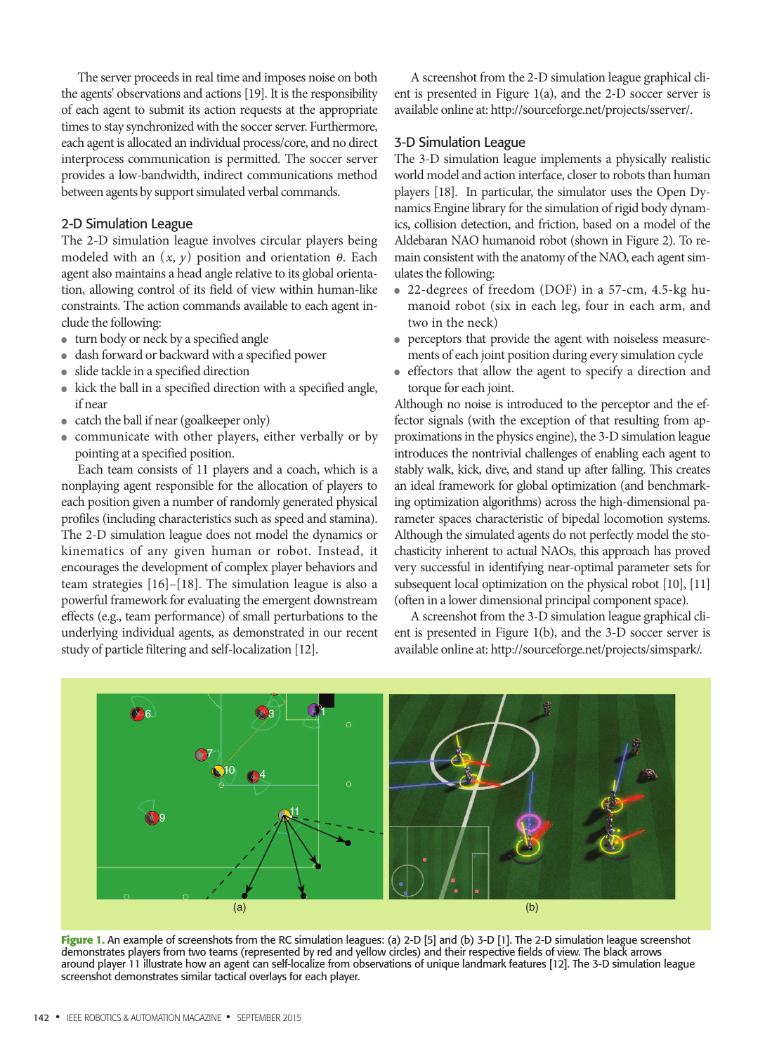The server proceeds in real time and imposes noise on both the agents' observations and actions [19]. It is the responsibility of each agent to submit its action requests at the appropriate times to stay synchronized with the soccer server. Furthermore, each agent is allocated an individual process/core, and no direct interprocess communication is permitted. The soccer server provides a low-bandwidth, indirect communications method between agents by support simulated verbal commands.

## 2-D Simulation League

The 2-D simulation league involves circular players being modeled with an $(x, y)$ position and orientation $\theta$. Each agent also maintains a head angle relative to its global orientation, allowing control of its field of view within human-like constraints. The action commands available to each agent include the following:

- turn body or neck by a specified angle
- dash forward or backward with a specified power
- slide tackle in a specified direction
- kick the ball in a specified direction with a specified angle, if near
- catch the ball if near (goalkeeper only)
- communicate with other players, either verbally or by pointing at a specified position.

Each team consists of 11 players and a coach, which is a nonplaying agent responsible for the allocation of players to each position given a number of randomly generated physical profiles (including characteristics such as speed and stamina). The 2-D simulation league does not model the dynamics or kinematics of any given human or robot. Instead, it encourages the development of complex player behaviors and team strategies [16]–[18]. The simulation league is also a powerful framework for evaluating the emergent downstream effects (e.g., team performance) of small perturbations to the underlying individual agents, as demonstrated in our recent study of particle filtering and self-localization [12].

A screenshot from the 2-D simulation league graphical client is presented in Figure 1(a), and the 2-D soccer server is available online at: http://sourceforge.net/projects/sserver/.

## 3-D Simulation League

The 3-D simulation league implements a physically realistic world model and action interface, closer to robots than human players [18]. In particular, the simulator uses the Open Dynamics Engine library for the simulation of rigid body dynamics, collision detection, and friction, based on a model of the Aldebaran NAO humanoid robot (shown in Figure 2). To remain consistent with the anatomy of the NAO, each agent simulates the following:

- 22-degrees of freedom (DOF) in a 57-cm, 4.5-kg humanoid robot (six in each leg, four in each arm, and two in the neck)
- perceptors that provide the agent with noiseless measurements of each joint position during every simulation cycle
- effectors that allow the agent to specify a direction and torque for each joint.

Although no noise is introduced to the perceptor and the effector signals (with the exception of that resulting from approximations in the physics engine), the 3-D simulation league introduces the nontrivial challenges of enabling each agent to stably walk, kick, dive, and stand up after falling. This creates an ideal framework for global optimization (and benchmarking optimization algorithms) across the high-dimensional parameter spaces characteristic of bipedal locomotion systems. Although the simulated agents do not perfectly model the stochasticity inherent to actual NAOs, this approach has proved very successful in identifying near-optimal parameter sets for subsequent local optimization on the physical robot [10], [11] (often in a lower dimensional principal component space).

A screenshot from the 3-D simulation league graphical client is presented in Figure 1(b), and the 3-D soccer server is available online at: http://sourceforge.net/projects/simspark/.

**Figure 1.** An example of screenshots from the RC simulation leagues: (a) 2-D [5] and (b) 3-D [1]. The 2-D simulation league screenshot demonstrates players from two teams (represented by red and yellow circles) and their respective fields of view. The black arrows around player 11 illustrate how an agent can self-localize from observations of unique landmark features [12]. The 3-D simulation league screenshot demonstrates similar tactical overlays for each player.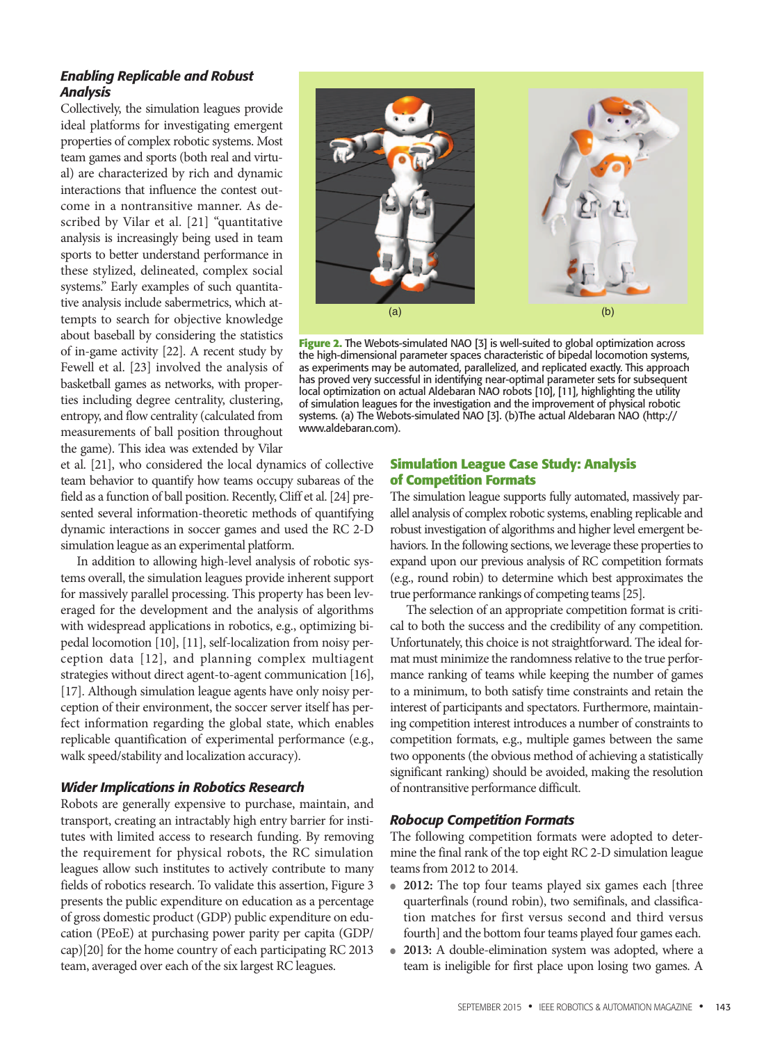### *Enabling Replicable and Robust Analysis*

Collectively, the simulation leagues provide ideal platforms for investigating emergent properties of complex robotic systems. Most team games and sports (both real and virtual) are characterized by rich and dynamic interactions that influence the contest outcome in a nontransitive manner. As described by Vilar et al. [21] "quantitative analysis is increasingly being used in team sports to better understand performance in these stylized, delineated, complex social systems." Early examples of such quantitative analysis include sabermetrics, which attempts to search for objective knowledge about baseball by considering the statistics of in-game activity [22]. A recent study by Fewell et al. [23] involved the analysis of basketball games as networks, with properties including degree centrality, clustering, entropy, and flow centrality (calculated from measurements of ball position throughout the game). This idea was extended by Vilar et al. [21], who considered the local dynamics of collective team behavior to quantify how teams occupy subareas of the field as a function of ball position. Recently, Cliff et al. [24] presented several information-theoretic methods of quantifying dynamic interactions in soccer games and used the RC 2-D simulation league as an experimental platform.

In addition to allowing high-level analysis of robotic systems overall, the simulation leagues provide inherent support for massively parallel processing. This property has been leveraged for the development and the analysis of algorithms with widespread applications in robotics, e.g., optimizing bipedal locomotion [10], [11], self-localization from noisy perception data [12], and planning complex multiagent strategies without direct agent-to-agent communication [16], [17]. Although simulation league agents have only noisy perception of their environment, the soccer server itself has perfect information regarding the global state, which enables replicable quantification of experimental performance (e.g., walk speed/stability and localization accuracy).

### *Wider Implications in Robotics Research*

Robots are generally expensive to purchase, maintain, and transport, creating an intractably high entry barrier for institutes with limited access to research funding. By removing the requirement for physical robots, the RC simulation leagues allow such institutes to actively contribute to many fields of robotics research. To validate this assertion, Figure 3 presents the public expenditure on education as a percentage of gross domestic product (GDP) public expenditure on education (PEoE) at purchasing power parity per capita (GDP/cap)[20] for the home country of each participating RC 2013 team, averaged over each of the six largest RC leagues.

(a) (b)

**Figure 2.** The Webots-simulated NAO [3] is well-suited to global optimization across the high-dimensional parameter spaces characteristic of bipedal locomotion systems, as experiments may be automated, parallelized, and replicated exactly. This approach has proved very successful in identifying near-optimal parameter sets for subsequent local optimization on actual Aldebaran NAO robots [10], [11], highlighting the utility of simulation leagues for the investigation and the improvement of physical robotic systems. (a) The Webots-simulated NAO [3]. (b)The actual Aldebaran NAO (http://www.aldebaran.com).

## Simulation League Case Study: Analysis of Competition Formats

The simulation league supports fully automated, massively parallel analysis of complex robotic systems, enabling replicable and robust investigation of algorithms and higher level emergent behaviors. In the following sections, we leverage these properties to expand upon our previous analysis of RC competition formats (e.g., round robin) to determine which best approximates the true performance rankings of competing teams [25].

The selection of an appropriate competition format is critical to both the success and the credibility of any competition. Unfortunately, this choice is not straightforward. The ideal format must minimize the randomness relative to the true performance ranking of teams while keeping the number of games to a minimum, to both satisfy time constraints and retain the interest of participants and spectators. Furthermore, maintaining competition interest introduces a number of constraints to competition formats, e.g., multiple games between the same two opponents (the obvious method of achieving a statistically significant ranking) should be avoided, making the resolution of nontransitive performance difficult.

### *Robocup Competition Formats*

The following competition formats were adopted to determine the final rank of the top eight RC 2-D simulation league teams from 2012 to 2014.

- **2012:** The top four teams played six games each [three quarterfinals (round robin), two semifinals, and classification matches for first versus second and third versus fourth] and the bottom four teams played four games each.
- **2013:** A double-elimination system was adopted, where a team is ineligible for first place upon losing two games. A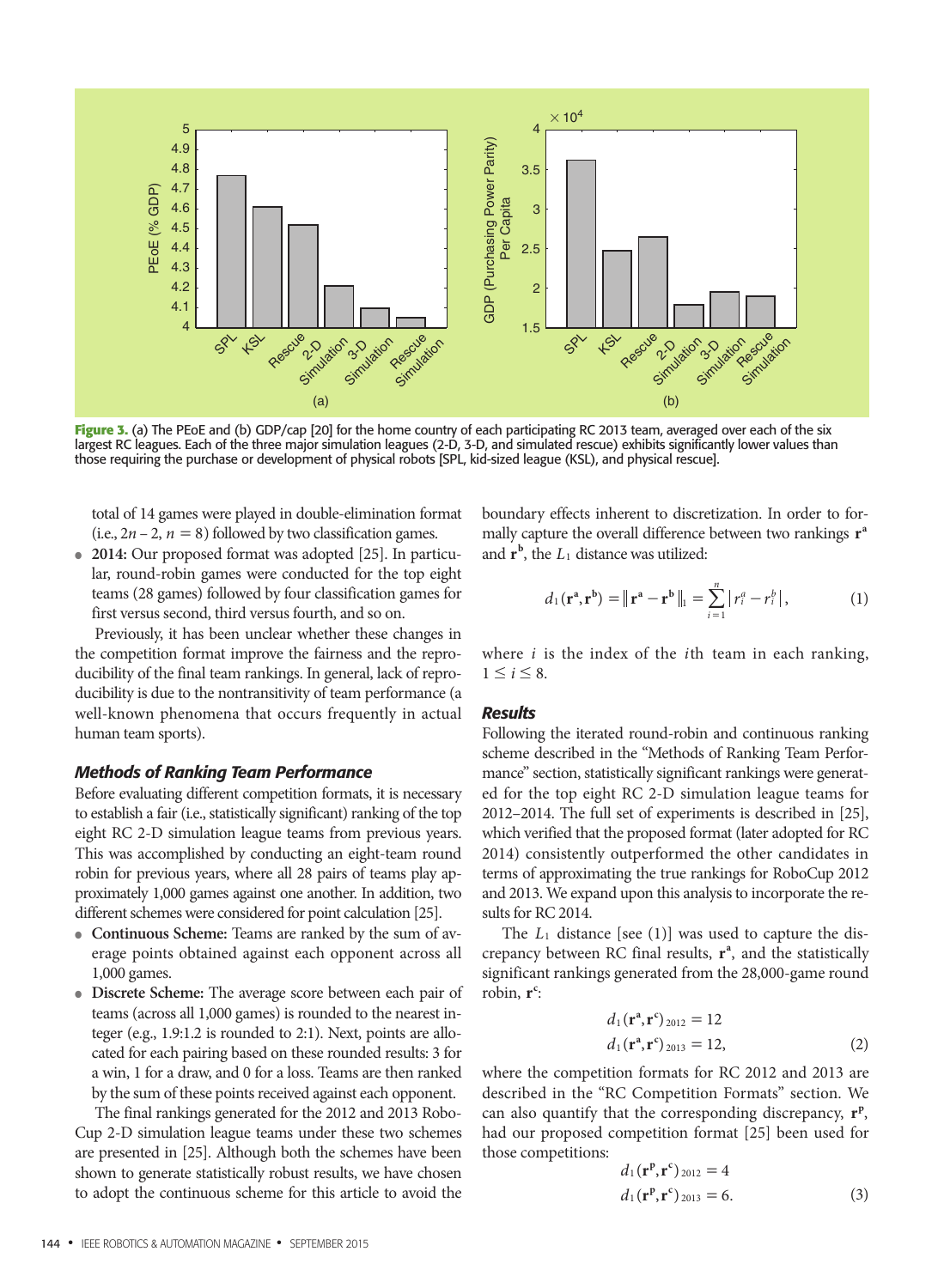Figure 3. (a) The PEoE and (b) GDP/cap [20] for the home country of each participating RC 2013 team, averaged over each of the six largest RC leagues. Each of the three major simulation leagues (2-D, 3-D, and simulated rescue) exhibits significantly lower values than those requiring the purchase or development of physical robots [SPL, kid-sized league (KSL), and physical rescue].

total of 14 games were played in double-elimination format (i.e., $2n - 2$, $n = 8$) followed by two classification games.

- **2014:** Our proposed format was adopted [25]. In particular, round-robin games were conducted for the top eight teams (28 games) followed by four classification games for first versus second, third versus fourth, and so on.

Previously, it has been unclear whether these changes in the competition format improve the fairness and the reproducibility of the final team rankings. In general, lack of reproducibility is due to the nontransitivity of team performance (a well-known phenomena that occurs frequently in actual human team sports).

### *Methods of Ranking Team Performance*

Before evaluating different competition formats, it is necessary to establish a fair (i.e., statistically significant) ranking of the top eight RC 2-D simulation league teams from previous years. This was accomplished by conducting an eight-team round robin for previous years, where all 28 pairs of teams play approximately 1,000 games against one another. In addition, two different schemes were considered for point calculation [25].

- **Continuous Scheme:** Teams are ranked by the sum of average points obtained against each opponent across all 1,000 games.
- **Discrete Scheme:** The average score between each pair of teams (across all 1,000 games) is rounded to the nearest integer (e.g., 1.9:1.2 is rounded to 2:1). Next, points are allocated for each pairing based on these rounded results: 3 for a win, 1 for a draw, and 0 for a loss. Teams are then ranked by the sum of these points received against each opponent.

The final rankings generated for the 2012 and 2013 RoboCup 2-D simulation league teams under these two schemes are presented in [25]. Although both the schemes have been shown to generate statistically robust results, we have chosen to adopt the continuous scheme for this article to avoid the boundary effects inherent to discretization. In order to formally capture the overall difference between two rankings $\mathbf{r^a}$ and $\mathbf{r^b}$, the $L_1$ distance was utilized:

$$d_1(\mathbf{r^a}, \mathbf{r^b}) = \|\mathbf{r^a} - \mathbf{r^b}\|_1 = \sum_{i=1}^{n} |r_i^a - r_i^b|, \tag{1}$$

where $i$ is the index of the $i$th team in each ranking, $1 \le i \le 8$.

### *Results*

Following the iterated round-robin and continuous ranking scheme described in the "Methods of Ranking Team Performance" section, statistically significant rankings were generated for the top eight RC 2-D simulation league teams for 2012–2014. The full set of experiments is described in [25], which verified that the proposed format (later adopted for RC 2014) consistently outperformed the other candidates in terms of approximating the true rankings for RoboCup 2012 and 2013. We expand upon this analysis to incorporate the results for RC 2014.

The $L_1$ distance [see (1)] was used to capture the discrepancy between RC final results, $\mathbf{r^a}$, and the statistically significant rankings generated from the 28,000-game round robin, $\mathbf{r^c}$:

$$\begin{aligned} d_1(\mathbf{r^a}, \mathbf{r^c})_{2012} &= 12 \\ d_1(\mathbf{r^a}, \mathbf{r^c})_{2013} &= 12, \end{aligned} \tag{2}$$

where the competition formats for RC 2012 and 2013 are described in the "RC Competition Formats" section. We can also quantify that the corresponding discrepancy, $\mathbf{r^p}$, had our proposed competition format [25] been used for those competitions:

$$\begin{aligned} d_1(\mathbf{r^p}, \mathbf{r^c})_{2012} &= 4 \\ d_1(\mathbf{r^p}, \mathbf{r^c})_{2013} &= 6. \end{aligned} \tag{3}$$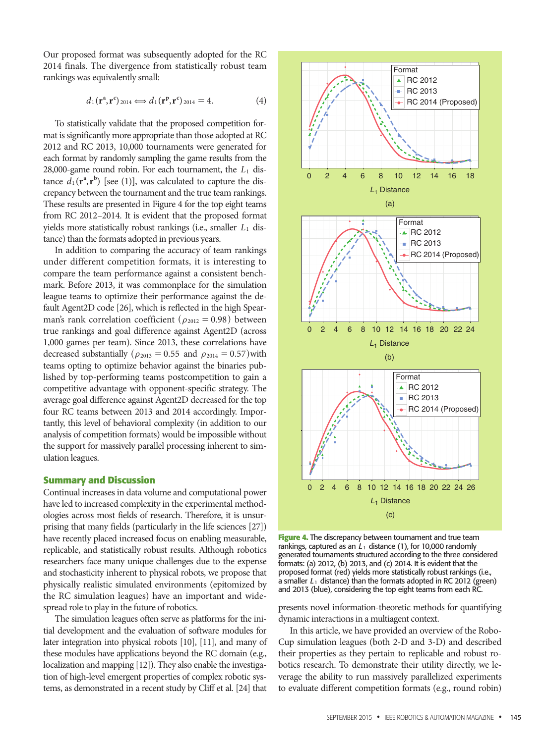Our proposed format was subsequently adopted for the RC 2014 finals. The divergence from statistically robust team rankings was equivalently small:

$$d_1(\mathbf{r}^{\mathrm{a}},\mathbf{r}^{\mathrm{c}})_{2014} \Longleftrightarrow d_1(\mathbf{r}^{\mathrm{p}},\mathbf{r}^{\mathrm{c}})_{2014} = 4. \tag{4}$$

To statistically validate that the proposed competition format is significantly more appropriate than those adopted at RC 2012 and RC 2013, 10,000 tournaments were generated for each format by randomly sampling the game results from the 28,000-game round robin. For each tournament, the $L_1$ distance $d_1(\mathbf{r}^{\mathrm{a}},\mathbf{r}^{\mathrm{b}})$ [see (1)], was calculated to capture the discrepancy between the tournament and the true team rankings. These results are presented in Figure 4 for the top eight teams from RC 2012–2014. It is evident that the proposed format yields more statistically robust rankings (i.e., smaller $L_1$ distance) than the formats adopted in previous years.

In addition to comparing the accuracy of team rankings under different competition formats, it is interesting to compare the team performance against a consistent benchmark. Before 2013, it was commonplace for the simulation league teams to optimize their performance against the default Agent2D code [26], which is reflected in the high Spearman's rank correlation coefficient ($\rho_{2012} = 0.98$) between true rankings and goal difference against Agent2D (across 1,000 games per team). Since 2013, these correlations have decreased substantially ($\rho_{2013} = 0.55$ and $\rho_{2014} = 0.57$) with teams opting to optimize behavior against the binaries published by top-performing teams postcompetition to gain a competitive advantage with opponent-specific strategy. The average goal difference against Agent2D decreased for the top four RC teams between 2013 and 2014 accordingly. Importantly, this level of behavioral complexity (in addition to our analysis of competition formats) would be impossible without the support for massively parallel processing inherent to simulation leagues.

**Figure 4.** The discrepancy between tournament and true team rankings, captured as an $L_1$ distance (1), for 10,000 randomly generated tournaments structured according to the three considered formats: (a) 2012, (b) 2013, and (c) 2014. It is evident that the proposed format (red) yields more statistically robust rankings (i.e., a smaller $L_1$ distance) than the formats adopted in RC 2012 (green) and 2013 (blue), considering the top eight teams from each RC.

## Summary and Discussion

Continual increases in data volume and computational power have led to increased complexity in the experimental methodologies across most fields of research. Therefore, it is unsurprising that many fields (particularly in the life sciences [27]) have recently placed increased focus on enabling measurable, replicable, and statistically robust results. Although robotics researchers face many unique challenges due to the expense and stochasticity inherent to physical robots, we propose that physically realistic simulated environments (epitomized by the RC simulation leagues) have an important and widespread role to play in the future of robotics.

The simulation leagues often serve as platforms for the initial development and the evaluation of software modules for later integration into physical robots [10], [11], and many of these modules have applications beyond the RC domain (e.g., localization and mapping [12]). They also enable the investigation of high-level emergent properties of complex robotic systems, as demonstrated in a recent study by Cliff et al. [24] that presents novel information-theoretic methods for quantifying dynamic interactions in a multiagent context.

In this article, we have provided an overview of the RoboCup simulation leagues (both 2-D and 3-D) and described their properties as they pertain to replicable and robust robotics research. To demonstrate their utility directly, we leverage the ability to run massively parallelized experiments to evaluate different competition formats (e.g., round robin)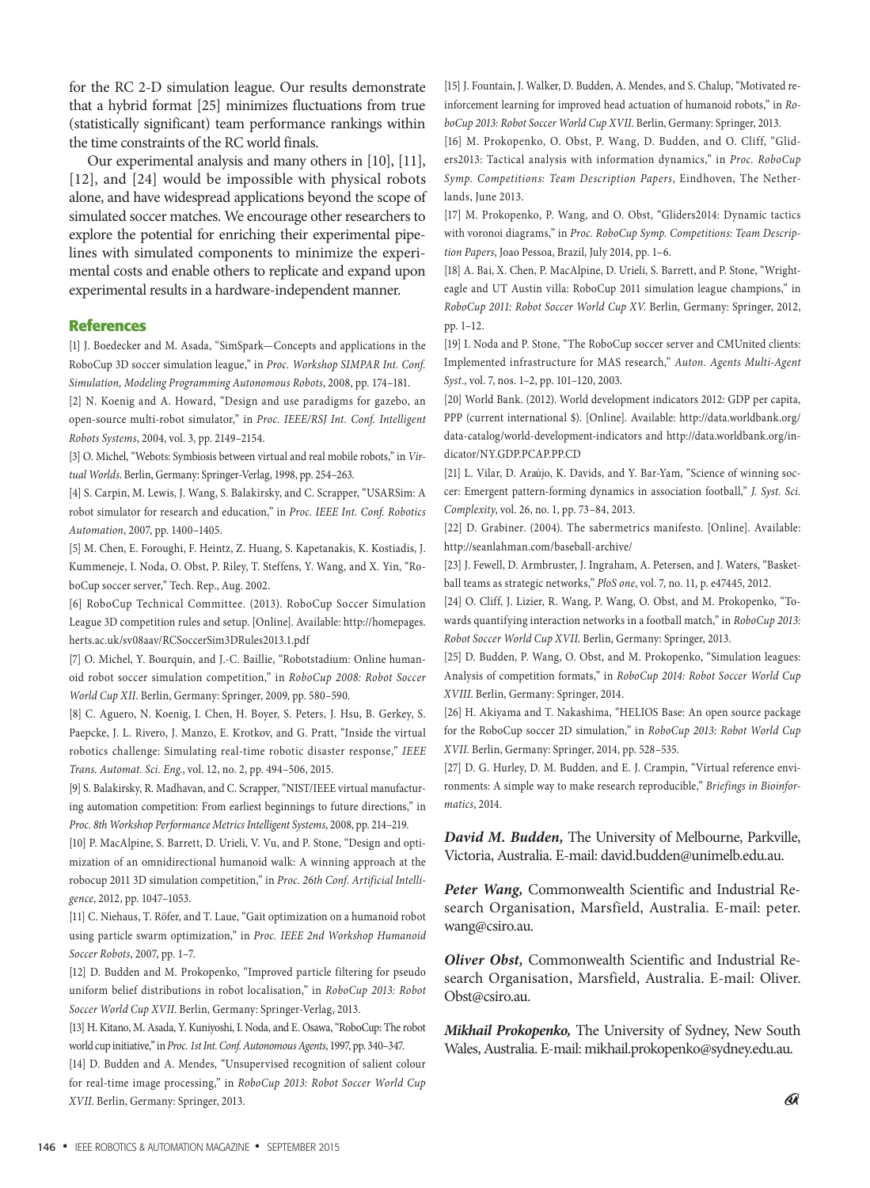for the RC 2-D simulation league. Our results demonstrate that a hybrid format [25] minimizes fluctuations from true (statistically significant) team performance rankings within the time constraints of the RC world finals.

Our experimental analysis and many others in [10], [11], [12], and [24] would be impossible with physical robots alone, and have widespread applications beyond the scope of simulated soccer matches. We encourage other researchers to explore the potential for enriching their experimental pipelines with simulated components to minimize the experimental costs and enable others to replicate and expand upon experimental results in a hardware-independent manner.

## References

[1] J. Boedecker and M. Asada, "SimSpark—Concepts and applications in the RoboCup 3D soccer simulation league," in *Proc. Workshop SIMPAR Int. Conf. Simulation, Modeling Programming Autonomous Robots*, 2008, pp. 174–181.

[2] N. Koenig and A. Howard, "Design and use paradigms for gazebo, an open-source multi-robot simulator," in *Proc. IEEE/RSJ Int. Conf. Intelligent Robots Systems*, 2004, vol. 3, pp. 2149–2154.

[3] O. Michel, "Webots: Symbiosis between virtual and real mobile robots," in *Virtual Worlds*. Berlin, Germany: Springer-Verlag, 1998, pp. 254–263.

[4] S. Carpin, M. Lewis, J. Wang, S. Balakirsky, and C. Scrapper, "USARSim: A robot simulator for research and education," in *Proc. IEEE Int. Conf. Robotics Automation*, 2007, pp. 1400–1405.

[5] M. Chen, E. Foroughi, F. Heintz, Z. Huang, S. Kapetanakis, K. Kostiadis, J. Kummeneje, I. Noda, O. Obst, P. Riley, T. Steffens, Y. Wang, and X. Yin, "RoboCup soccer server," Tech. Rep., Aug. 2002.

[6] RoboCup Technical Committee. (2013). RoboCup Soccer Simulation League 3D competition rules and setup. [Online]. Available: http://homepages.herts.ac.uk/sv08aav/RCSoccerSim3DRules2013.1.pdf

[7] O. Michel, Y. Bourquin, and J.-C. Baillie, "Robotstadium: Online humanoid robot soccer simulation competition," in *RoboCup 2008: Robot Soccer World Cup XII*. Berlin, Germany: Springer, 2009, pp. 580–590.

[8] C. Aguero, N. Koenig, I. Chen, H. Boyer, S. Peters, J. Hsu, B. Gerkey, S. Paepcke, J. L. Rivero, J. Manzo, E. Krotkov, and G. Pratt, "Inside the virtual robotics challenge: Simulating real-time robotic disaster response," *IEEE Trans. Automat. Sci. Eng.*, vol. 12, no. 2, pp. 494–506, 2015.

[9] S. Balakirsky, R. Madhavan, and C. Scrapper, "NIST/IEEE virtual manufacturing automation competition: From earliest beginnings to future directions," in *Proc. 8th Workshop Performance Metrics Intelligent Systems*, 2008, pp. 214–219.

[10] P. MacAlpine, S. Barrett, D. Urieli, V. Vu, and P. Stone, "Design and optimization of an omnidirectional humanoid walk: A winning approach at the robocup 2011 3D simulation competition," in *Proc. 26th Conf. Artificial Intelligence*, 2012, pp. 1047–1053.

[11] C. Niehaus, T. Röfer, and T. Laue, "Gait optimization on a humanoid robot using particle swarm optimization," in *Proc. IEEE 2nd Workshop Humanoid Soccer Robots*, 2007, pp. 1–7.

[12] D. Budden and M. Prokopenko, "Improved particle filtering for pseudo uniform belief distributions in robot localisation," in *RoboCup 2013: Robot Soccer World Cup XVII*. Berlin, Germany: Springer-Verlag, 2013.

[13] H. Kitano, M. Asada, Y. Kuniyoshi, I. Noda, and E. Osawa, "RoboCup: The robot world cup initiative," in *Proc. 1st Int. Conf. Autonomous Agents*, 1997, pp. 340–347.

[14] D. Budden and A. Mendes, "Unsupervised recognition of salient colour for real-time image processing," in *RoboCup 2013: Robot Soccer World Cup XVII*. Berlin, Germany: Springer, 2013.

[15] J. Fountain, J. Walker, D. Budden, A. Mendes, and S. Chalup, "Motivated reinforcement learning for improved head actuation of humanoid robots," in *RoboCup 2013: Robot Soccer World Cup XVII*. Berlin, Germany: Springer, 2013.

[16] M. Prokopenko, O. Obst, P. Wang, D. Budden, and O. Cliff, "Gliders2013: Tactical analysis with information dynamics," in *Proc. RoboCup Symp. Competitions: Team Description Papers*, Eindhoven, The Netherlands, June 2013.

[17] M. Prokopenko, P. Wang, and O. Obst, "Gliders2014: Dynamic tactics with voronoi diagrams," in *Proc. RoboCup Symp. Competitions: Team Description Papers*, Joao Pessoa, Brazil, July 2014, pp. 1–6.

[18] A. Bai, X. Chen, P. MacAlpine, D. Urieli, S. Barrett, and P. Stone, "Wright-eagle and UT Austin villa: RoboCup 2011 simulation league champions," in *RoboCup 2011: Robot Soccer World Cup XV*. Berlin, Germany: Springer, 2012, pp. 1–12.

[19] I. Noda and P. Stone, "The RoboCup soccer server and CMUnited clients: Implemented infrastructure for MAS research," *Auton. Agents Multi-Agent Syst.*, vol. 7, nos. 1–2, pp. 101–120, 2003.

[20] World Bank. (2012). World development indicators 2012: GDP per capita, PPP (current international $). [Online]. Available: http://data.worldbank.org/data-catalog/world-development-indicators and http://data.worldbank.org/indicator/NY.GDP.PCAP.PP.CD

[21] L. Vilar, D. Araújo, K. Davids, and Y. Bar-Yam, "Science of winning soccer: Emergent pattern-forming dynamics in association football," *J. Syst. Sci. Complexity*, vol. 26, no. 1, pp. 73–84, 2013.

[22] D. Grabiner. (2004). The sabermetrics manifesto. [Online]. Available: http://seanlahman.com/baseball-archive/

[23] J. Fewell, D. Armbruster, J. Ingraham, A. Petersen, and J. Waters, "Basketball teams as strategic networks," *PloS one*, vol. 7, no. 11, p. e47445, 2012.

[24] O. Cliff, J. Lizier, R. Wang, P. Wang, O. Obst, and M. Prokopenko, "Towards quantifying interaction networks in a football match," in *RoboCup 2013: Robot Soccer World Cup XVII*. Berlin, Germany: Springer, 2013.

[25] D. Budden, P. Wang, O. Obst, and M. Prokopenko, "Simulation leagues: Analysis of competition formats," in *RoboCup 2014: Robot Soccer World Cup XVIII*. Berlin, Germany: Springer, 2014.

[26] H. Akiyama and T. Nakashima, "HELIOS Base: An open source package for the RoboCup soccer 2D simulation," in *RoboCup 2013: Robot World Cup XVII*. Berlin, Germany: Springer, 2014, pp. 528–535.

[27] D. G. Hurley, D. M. Budden, and E. J. Crampin, "Virtual reference environments: A simple way to make research reproducible," *Briefings in Bioinformatics*, 2014.

***David M. Budden,*** The University of Melbourne, Parkville, Victoria, Australia. E-mail: david.budden@unimelb.edu.au.

***Peter Wang,*** Commonwealth Scientific and Industrial Research Organisation, Marsfield, Australia. E-mail: peter.wang@csiro.au.

***Oliver Obst,*** Commonwealth Scientific and Industrial Research Organisation, Marsfield, Australia. E-mail: Oliver.Obst@csiro.au.

***Mikhail Prokopenko,*** The University of Sydney, New South Wales, Australia. E-mail: mikhail.prokopenko@sydney.edu.au.